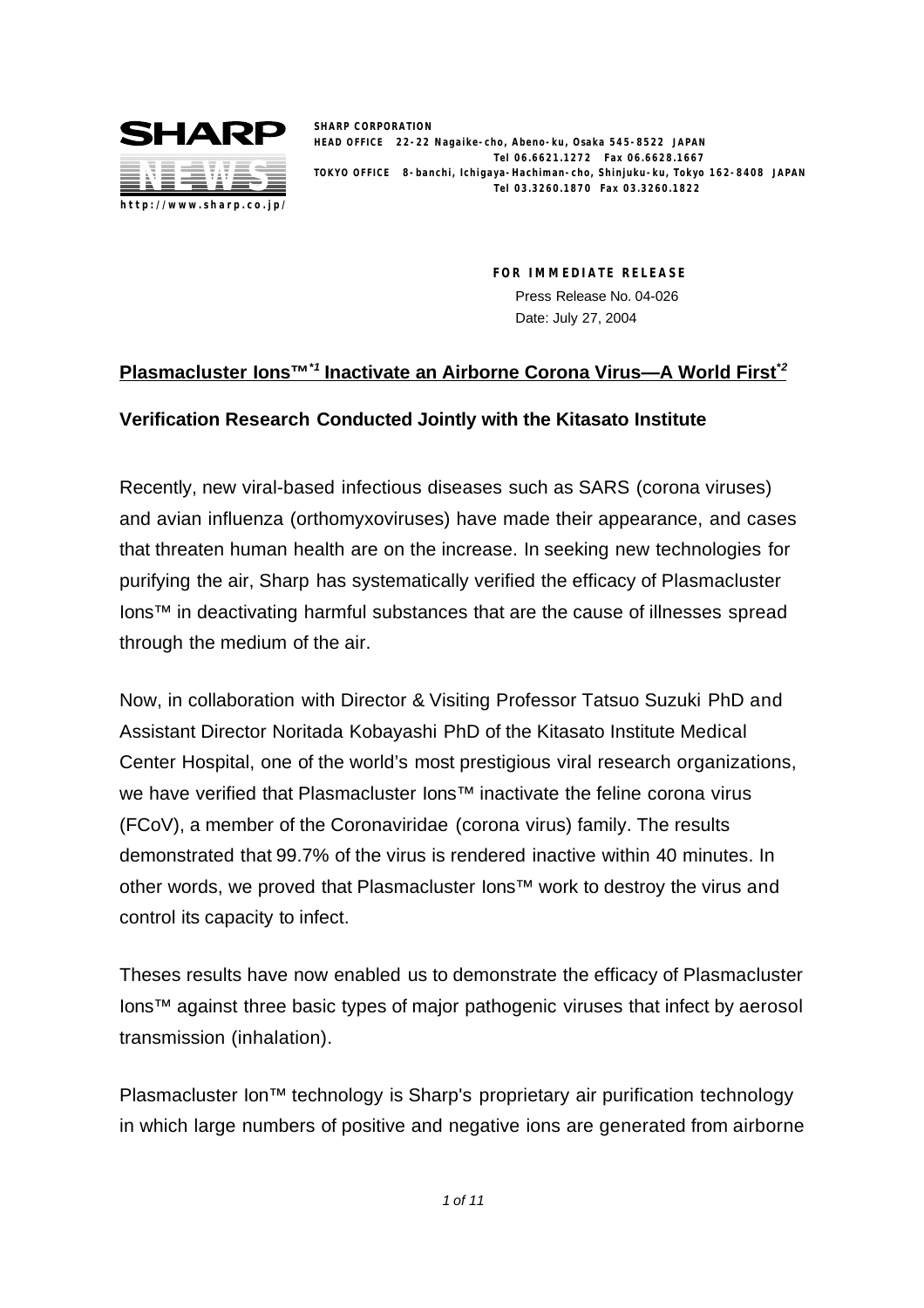**SHARP**

**NEWS**

http://www.sharp.co.jp/

**SHARP CORPORATION**
**HEAD OFFICE 22-22 Nagaike-cho, Abeno-ku, Osaka 545-8522 JAPAN**
**Tel 06.6621.1272 Fax 06.6628.1667**
**TOKYO OFFICE 8-banchi, Ichigaya-Hachiman-cho, Shinjuku-ku, Tokyo 162-8408 JAPAN**
**Tel 03.3260.1870 Fax 03.3260.1822**

**FOR IMMEDIATE RELEASE**
Press Release No. 04-026
Date: July 27, 2004

## Plasmacluster Ions™[*1] Inactivate an Airborne Corona Virus—A World First[*2]

### Verification Research Conducted Jointly with the Kitasato Institute

Recently, new viral-based infectious diseases such as SARS (corona viruses) and avian influenza (orthomyxoviruses) have made their appearance, and cases that threaten human health are on the increase. In seeking new technologies for purifying the air, Sharp has systematically verified the efficacy of Plasmacluster Ions™ in deactivating harmful substances that are the cause of illnesses spread through the medium of the air.

Now, in collaboration with Director & Visiting Professor Tatsuo Suzuki PhD and Assistant Director Noritada Kobayashi PhD of the Kitasato Institute Medical Center Hospital, one of the world's most prestigious viral research organizations, we have verified that Plasmacluster Ions™ inactivate the feline corona virus (FCoV), a member of the Coronaviridae (corona virus) family. The results demonstrated that 99.7% of the virus is rendered inactive within 40 minutes. In other words, we proved that Plasmacluster Ions™ work to destroy the virus and control its capacity to infect.

Theses results have now enabled us to demonstrate the efficacy of Plasmacluster Ions™ against three basic types of major pathogenic viruses that infect by aerosol transmission (inhalation).

Plasmacluster Ion™ technology is Sharp's proprietary air purification technology in which large numbers of positive and negative ions are generated from airborne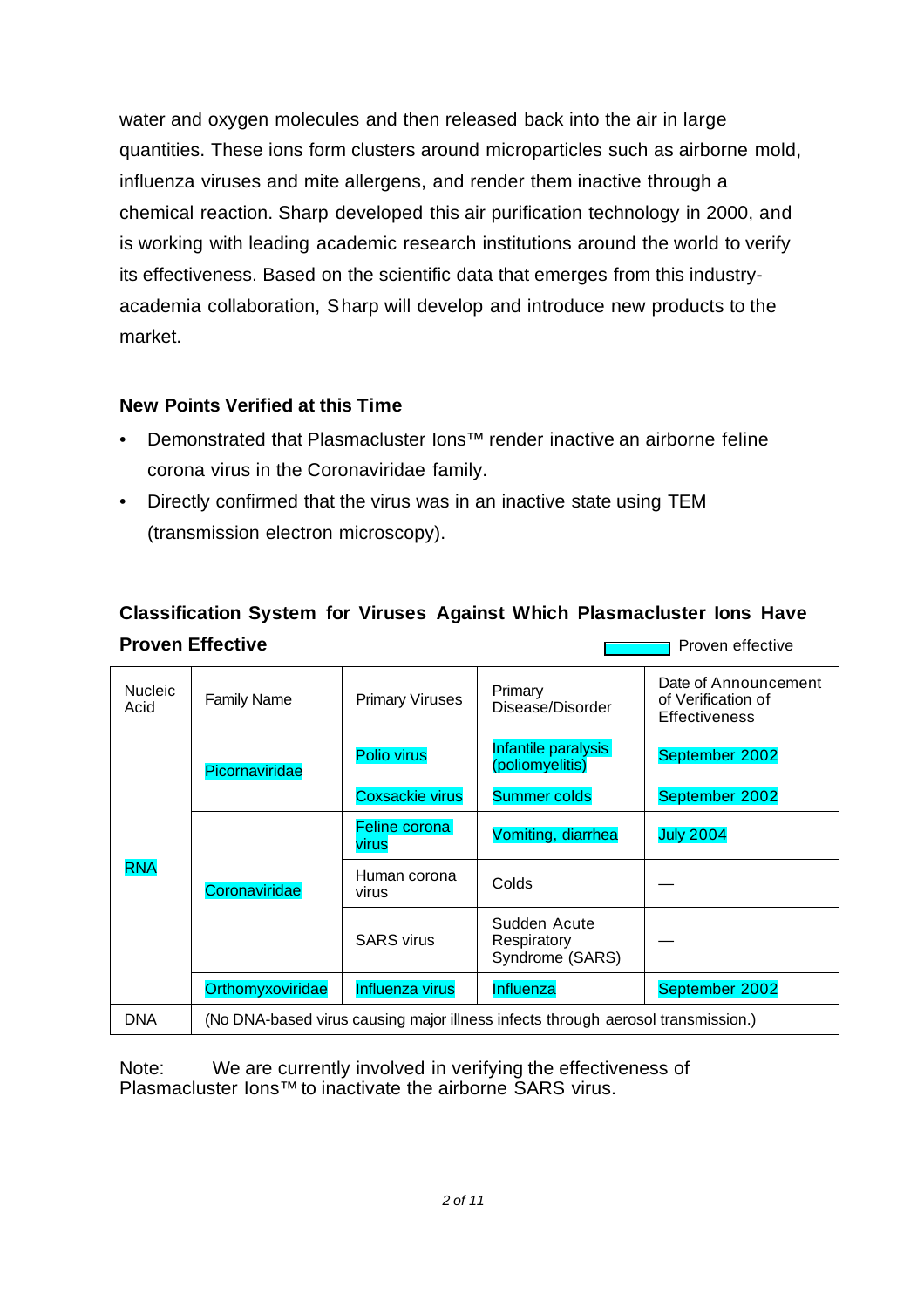water and oxygen molecules and then released back into the air in large quantities. These ions form clusters around microparticles such as airborne mold, influenza viruses and mite allergens, and render them inactive through a chemical reaction. Sharp developed this air purification technology in 2000, and is working with leading academic research institutions around the world to verify its effectiveness. Based on the scientific data that emerges from this industry-academia collaboration, Sharp will develop and introduce new products to the market.

### New Points Verified at this Time

- Demonstrated that Plasmacluster Ions™ render inactive an airborne feline corona virus in the Coronaviridae family.
- Directly confirmed that the virus was in an inactive state using TEM (transmission electron microscopy).

### Classification System for Viruses Against Which Plasmacluster Ions Have Proven Effective

(Highlighted = Proven effective)

| Nucleic Acid | Family Name | Primary Viruses | Primary Disease/Disorder | Date of Announcement of Verification of Effectiveness |
|---|---|---|---|---|
| RNA | Picornaviridae | Polio virus | Infantile paralysis (poliomyelitis) | September 2002 |
| | | Coxsackie virus | Summer colds | September 2002 |
| | Coronaviridae | Feline corona virus | Vomiting, diarrhea | July 2004 |
| | | Human corona virus | Colds | — |
| | | SARS virus | Sudden Acute Respiratory Syndrome (SARS) | — |
| | Orthomyxoviridae | Influenza virus | Influenza | September 2002 |
| DNA | (No DNA-based virus causing major illness infects through aerosol transmission.) | | | |

Note: We are currently involved in verifying the effectiveness of Plasmacluster Ions™ to inactivate the airborne SARS virus.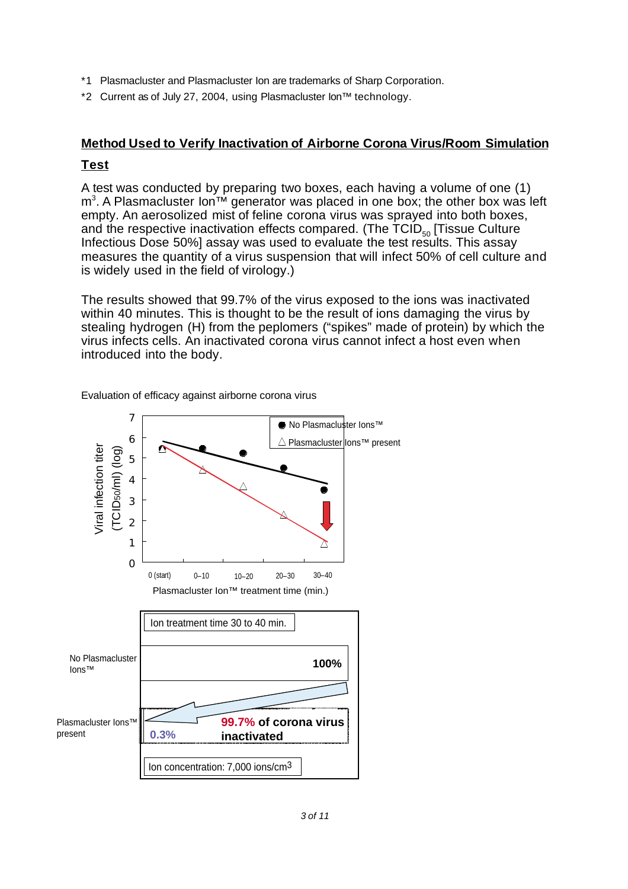*1 Plasmacluster and Plasmacluster Ion are trademarks of Sharp Corporation.

*2 Current as of July 27, 2004, using Plasmacluster Ion™ technology.

## Method Used to Verify Inactivation of Airborne Corona Virus/Room Simulation Test

A test was conducted by preparing two boxes, each having a volume of one (1) $m^3$. A Plasmacluster Ion™ generator was placed in one box; the other box was left empty. An aerosolized mist of feline corona virus was sprayed into both boxes, and the respective inactivation effects compared. (The $TCID_{50}$ [Tissue Culture Infectious Dose 50%] assay was used to evaluate the test results. This assay measures the quantity of a virus suspension that will infect 50% of cell culture and is widely used in the field of virology.)

The results showed that 99.7% of the virus exposed to the ions was inactivated within 40 minutes. This is thought to be the result of ions damaging the virus by stealing hydrogen (H) from the peplomers ("spikes" made of protein) by which the virus infects cells. An inactivated corona virus cannot infect a host even when introduced into the body.

Evaluation of efficacy against airborne corona virus

Viral infection titer ($TCID_{50}$/ml) (log)

● No Plasmacluster Ions™

△ Plasmacluster Ions™ present

0 (start) | 0–10 | 10–20 | 20–30 | 30–40

Plasmacluster Ion™ treatment time (min.)

Ion treatment time 30 to 40 min.

No Plasmacluster Ions™ — 100%

Plasmacluster Ions™ present — 0.3% — **99.7% of corona virus inactivated**

Ion concentration: 7,000 ions/$cm^3$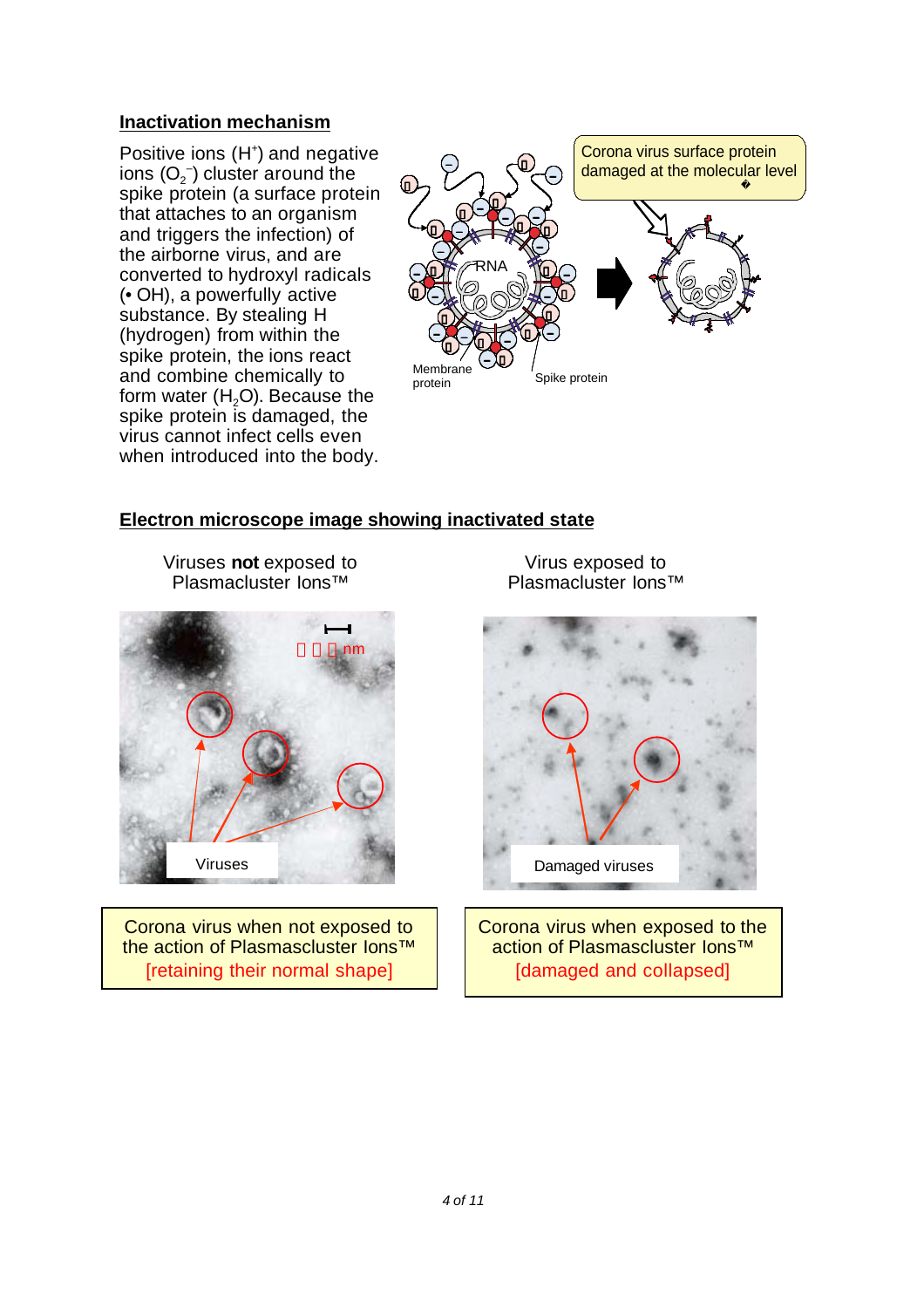## Inactivation mechanism

Positive ions ($H^+$) and negative ions ($O_2^-$) cluster around the spike protein (a surface protein that attaches to an organism and triggers the infection) of the airborne virus, and are converted to hydroxyl radicals (• OH), a powerfully active substance. By stealing H (hydrogen) from within the spike protein, the ions react and combine chemically to form water ($H_2O$). Because the spike protein is damaged, the virus cannot infect cells even when introduced into the body.

Corona virus surface protein damaged at the molecular level

RNA

Membrane protein

Spike protein

## Electron microscope image showing inactivated state

| Viruses **not** exposed to Plasmacluster Ions™ | Virus exposed to Plasmacluster Ions™ |
| --- | --- |
| Viruses | Damaged viruses |
| Corona virus when not exposed to the action of Plasmascluster Ions™ [retaining their normal shape] | Corona virus when exposed to the action of Plasmascluster Ions™ [damaged and collapsed] |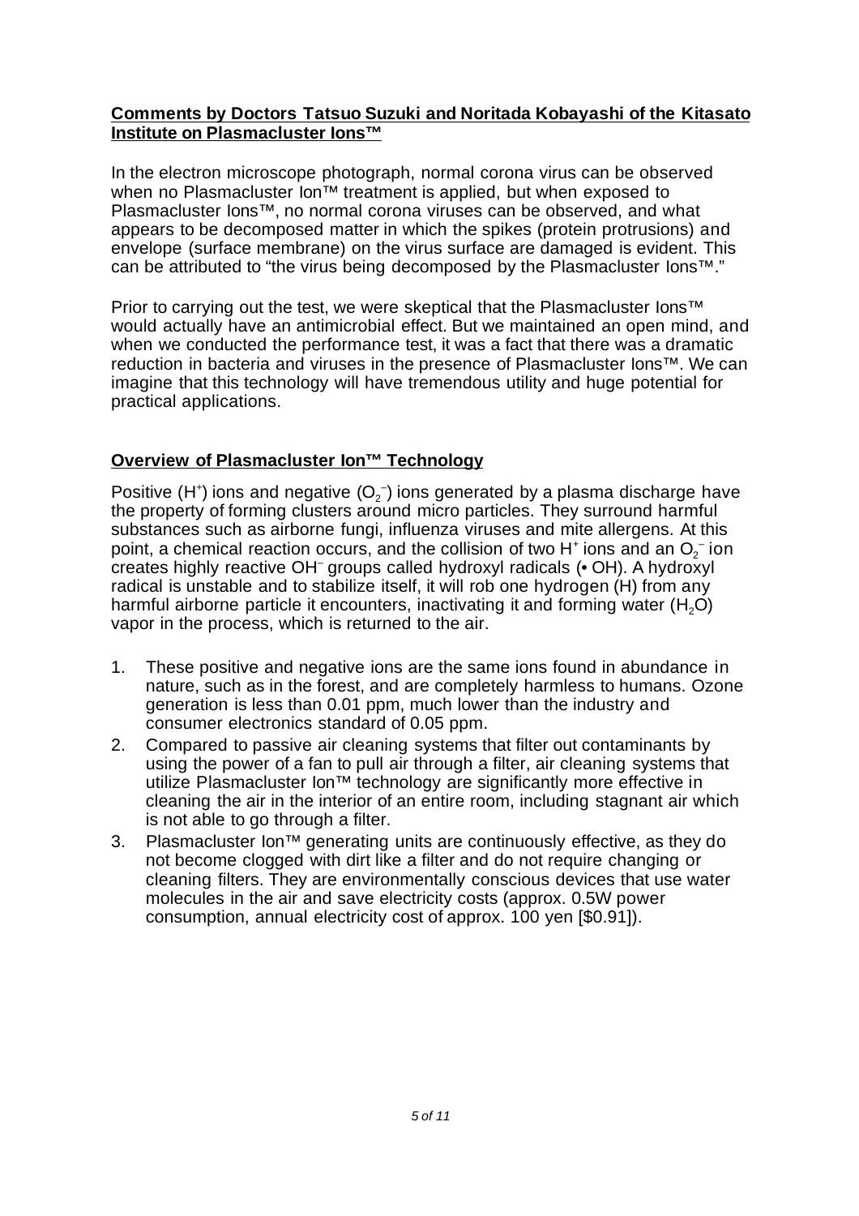## Comments by Doctors Tatsuo Suzuki and Noritada Kobayashi of the Kitasato Institute on Plasmacluster Ions™

In the electron microscope photograph, normal corona virus can be observed when no Plasmacluster Ion™ treatment is applied, but when exposed to Plasmacluster Ions™, no normal corona viruses can be observed, and what appears to be decomposed matter in which the spikes (protein protrusions) and envelope (surface membrane) on the virus surface are damaged is evident. This can be attributed to "the virus being decomposed by the Plasmacluster Ions™."

Prior to carrying out the test, we were skeptical that the Plasmacluster Ions™ would actually have an antimicrobial effect. But we maintained an open mind, and when we conducted the performance test, it was a fact that there was a dramatic reduction in bacteria and viruses in the presence of Plasmacluster Ions™. We can imagine that this technology will have tremendous utility and huge potential for practical applications.

## Overview of Plasmacluster Ion™ Technology

Positive ($H^+$) ions and negative ($O_2^-$) ions generated by a plasma discharge have the property of forming clusters around micro particles. They surround harmful substances such as airborne fungi, influenza viruses and mite allergens. At this point, a chemical reaction occurs, and the collision of two $H^+$ ions and an $O_2^-$ ion creates highly reactive $OH^-$ groups called hydroxyl radicals (• OH). A hydroxyl radical is unstable and to stabilize itself, it will rob one hydrogen (H) from any harmful airborne particle it encounters, inactivating it and forming water ($H_2O$) vapor in the process, which is returned to the air.

1. These positive and negative ions are the same ions found in abundance in nature, such as in the forest, and are completely harmless to humans. Ozone generation is less than 0.01 ppm, much lower than the industry and consumer electronics standard of 0.05 ppm.
2. Compared to passive air cleaning systems that filter out contaminants by using the power of a fan to pull air through a filter, air cleaning systems that utilize Plasmacluster Ion™ technology are significantly more effective in cleaning the air in the interior of an entire room, including stagnant air which is not able to go through a filter.
3. Plasmacluster Ion™ generating units are continuously effective, as they do not become clogged with dirt like a filter and do not require changing or cleaning filters. They are environmentally conscious devices that use water molecules in the air and save electricity costs (approx. 0.5W power consumption, annual electricity cost of approx. 100 yen [$0.91]).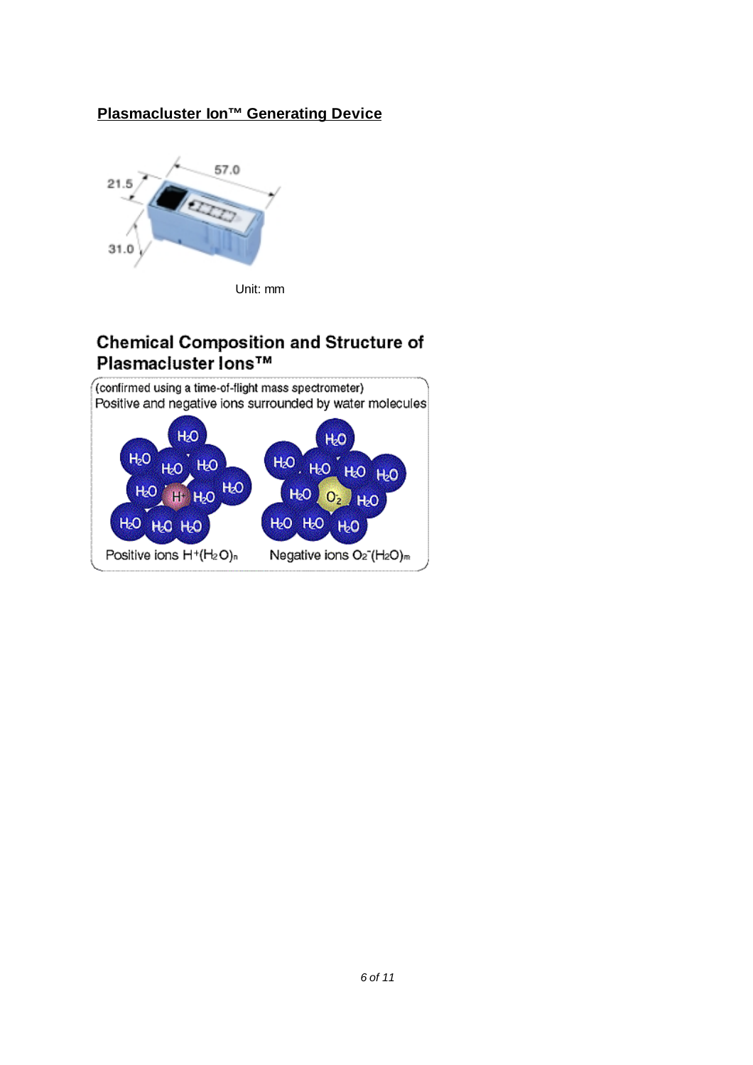**Plasmacluster Ion™ Generating Device**

Unit: mm

## Chemical Composition and Structure of Plasmacluster Ions™

(confirmed using a time-of-flight mass spectrometer)

Positive and negative ions surrounded by water molecules

Positive ions $H^+(H_2O)_n$

Negative ions $O_2^-(H_2O)_m$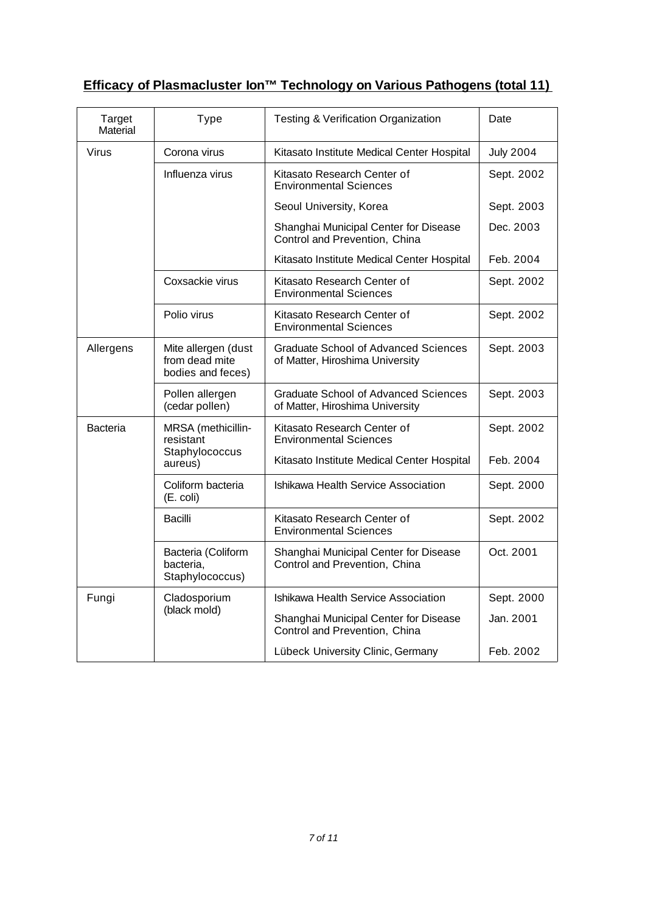## **Efficacy of Plasmacluster Ion™ Technology on Various Pathogens (total 11)**

| Target Material | Type | Testing & Verification Organization | Date |
|---|---|---|---|
| Virus | Corona virus | Kitasato Institute Medical Center Hospital | July 2004 |
| | Influenza virus | Kitasato Research Center of Environmental Sciences | Sept. 2002 |
| | | Seoul University, Korea | Sept. 2003 |
| | | Shanghai Municipal Center for Disease Control and Prevention, China | Dec. 2003 |
| | | Kitasato Institute Medical Center Hospital | Feb. 2004 |
| | Coxsackie virus | Kitasato Research Center of Environmental Sciences | Sept. 2002 |
| | Polio virus | Kitasato Research Center of Environmental Sciences | Sept. 2002 |
| Allergens | Mite allergen (dust from dead mite bodies and feces) | Graduate School of Advanced Sciences of Matter, Hiroshima University | Sept. 2003 |
| | Pollen allergen (cedar pollen) | Graduate School of Advanced Sciences of Matter, Hiroshima University | Sept. 2003 |
| Bacteria | MRSA (methicillin-resistant Staphylococcus aureus) | Kitasato Research Center of Environmental Sciences | Sept. 2002 |
| | | Kitasato Institute Medical Center Hospital | Feb. 2004 |
| | Coliform bacteria (E. coli) | Ishikawa Health Service Association | Sept. 2000 |
| | Bacilli | Kitasato Research Center of Environmental Sciences | Sept. 2002 |
| | Bacteria (Coliform bacteria, Staphylococcus) | Shanghai Municipal Center for Disease Control and Prevention, China | Oct. 2001 |
| Fungi | Cladosporium (black mold) | Ishikawa Health Service Association | Sept. 2000 |
| | | Shanghai Municipal Center for Disease Control and Prevention, China | Jan. 2001 |
| | | Lübeck University Clinic, Germany | Feb. 2002 |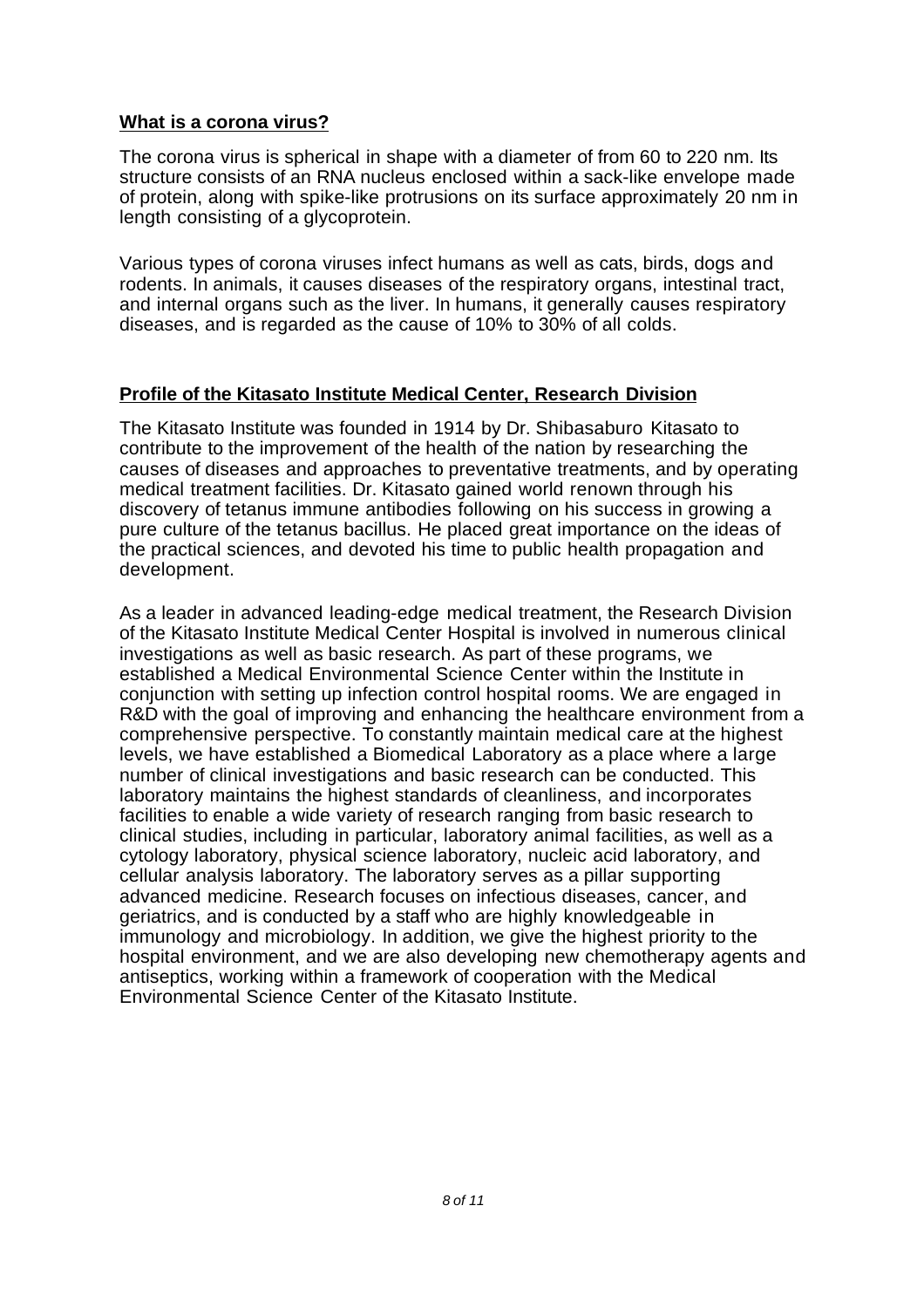## What is a corona virus?

The corona virus is spherical in shape with a diameter of from 60 to 220 nm. Its structure consists of an RNA nucleus enclosed within a sack-like envelope made of protein, along with spike-like protrusions on its surface approximately 20 nm in length consisting of a glycoprotein.

Various types of corona viruses infect humans as well as cats, birds, dogs and rodents. In animals, it causes diseases of the respiratory organs, intestinal tract, and internal organs such as the liver. In humans, it generally causes respiratory diseases, and is regarded as the cause of 10% to 30% of all colds.

## Profile of the Kitasato Institute Medical Center, Research Division

The Kitasato Institute was founded in 1914 by Dr. Shibasaburo Kitasato to contribute to the improvement of the health of the nation by researching the causes of diseases and approaches to preventative treatments, and by operating medical treatment facilities. Dr. Kitasato gained world renown through his discovery of tetanus immune antibodies following on his success in growing a pure culture of the tetanus bacillus. He placed great importance on the ideas of the practical sciences, and devoted his time to public health propagation and development.

As a leader in advanced leading-edge medical treatment, the Research Division of the Kitasato Institute Medical Center Hospital is involved in numerous clinical investigations as well as basic research. As part of these programs, we established a Medical Environmental Science Center within the Institute in conjunction with setting up infection control hospital rooms. We are engaged in R&D with the goal of improving and enhancing the healthcare environment from a comprehensive perspective. To constantly maintain medical care at the highest levels, we have established a Biomedical Laboratory as a place where a large number of clinical investigations and basic research can be conducted. This laboratory maintains the highest standards of cleanliness, and incorporates facilities to enable a wide variety of research ranging from basic research to clinical studies, including in particular, laboratory animal facilities, as well as a cytology laboratory, physical science laboratory, nucleic acid laboratory, and cellular analysis laboratory. The laboratory serves as a pillar supporting advanced medicine. Research focuses on infectious diseases, cancer, and geriatrics, and is conducted by a staff who are highly knowledgeable in immunology and microbiology. In addition, we give the highest priority to the hospital environment, and we are also developing new chemotherapy agents and antiseptics, working within a framework of cooperation with the Medical Environmental Science Center of the Kitasato Institute.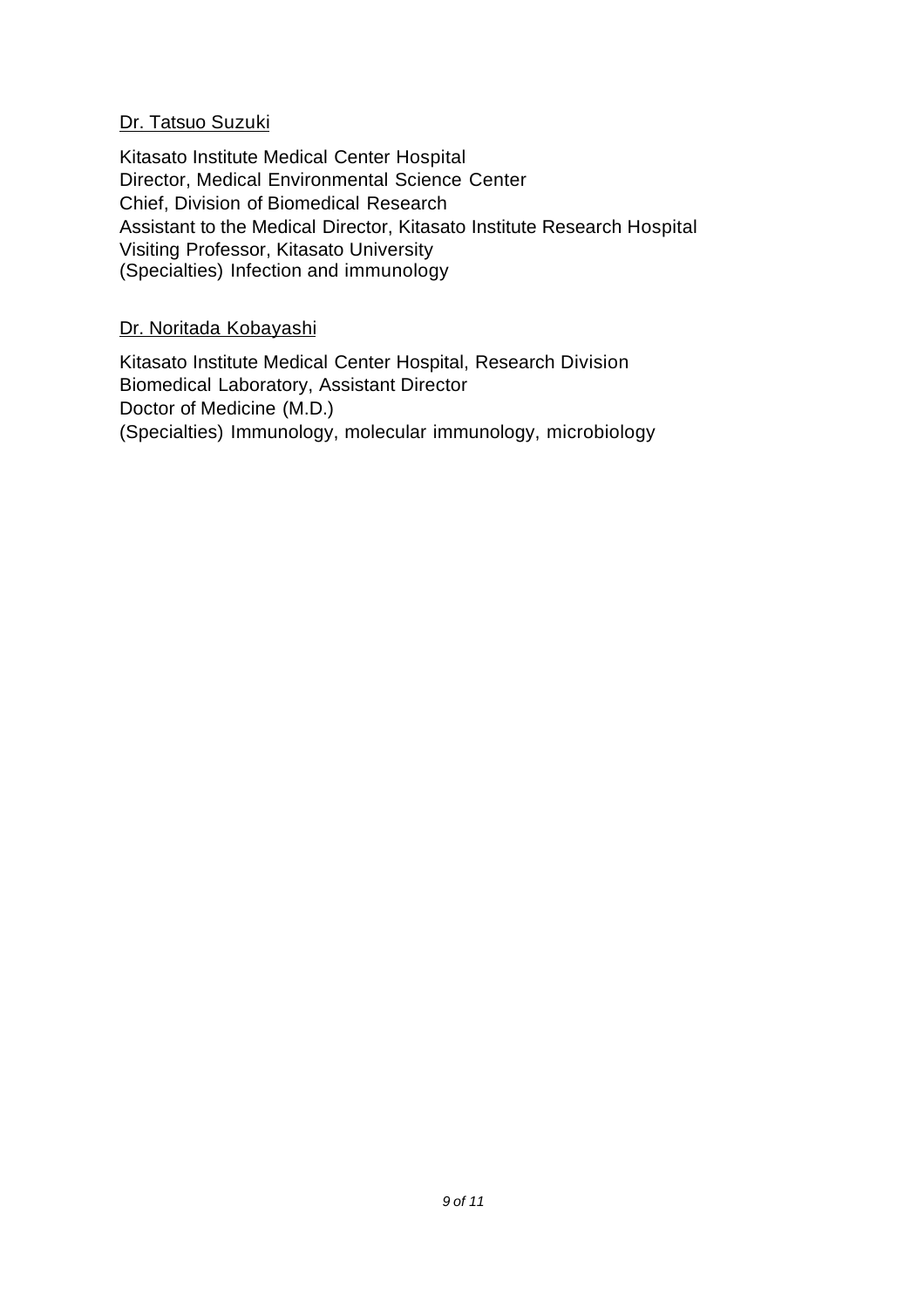<u>Dr. Tatsuo Suzuki</u>

Kitasato Institute Medical Center Hospital
Director, Medical Environmental Science Center
Chief, Division of Biomedical Research
Assistant to the Medical Director, Kitasato Institute Research Hospital
Visiting Professor, Kitasato University
(Specialties) Infection and immunology

<u>Dr. Noritada Kobayashi</u>

Kitasato Institute Medical Center Hospital, Research Division
Biomedical Laboratory, Assistant Director
Doctor of Medicine (M.D.)
(Specialties) Immunology, molecular immunology, microbiology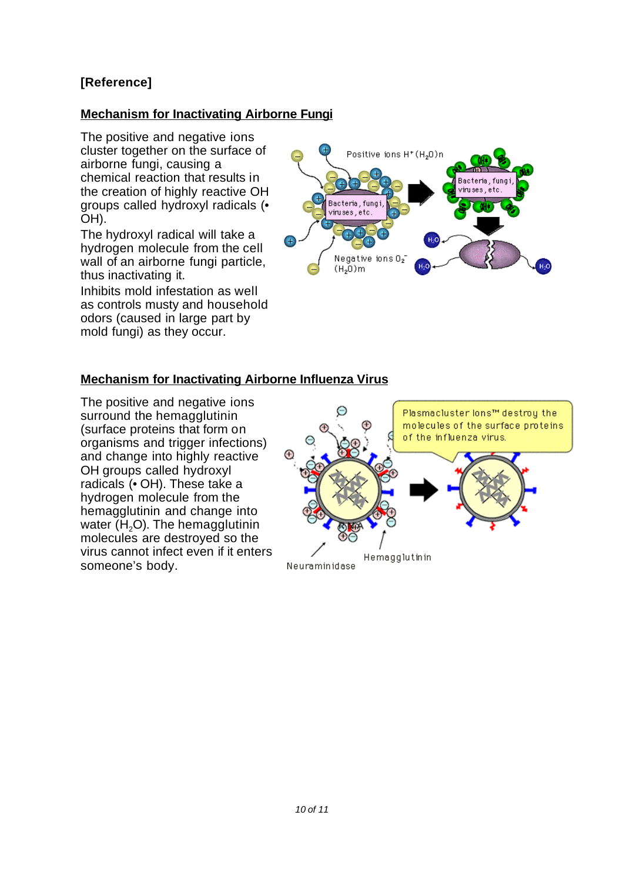**[Reference]**

**Mechanism for Inactivating Airborne Fungi**

The positive and negative ions cluster together on the surface of airborne fungi, causing a chemical reaction that results in the creation of highly reactive OH groups called hydroxyl radicals (• OH).

The hydroxyl radical will take a hydrogen molecule from the cell wall of an airborne fungi particle, thus inactivating it.

Inhibits mold infestation as well as controls musty and household odors (caused in large part by mold fungi) as they occur.

**Mechanism for Inactivating Airborne Influenza Virus**

The positive and negative ions surround the hemagglutinin (surface proteins that form on organisms and trigger infections) and change into highly reactive OH groups called hydroxyl radicals (• OH). These take a hydrogen molecule from the hemagglutinin and change into water ($H_2O$). The hemagglutinin molecules are destroyed so the virus cannot infect even if it enters someone's body.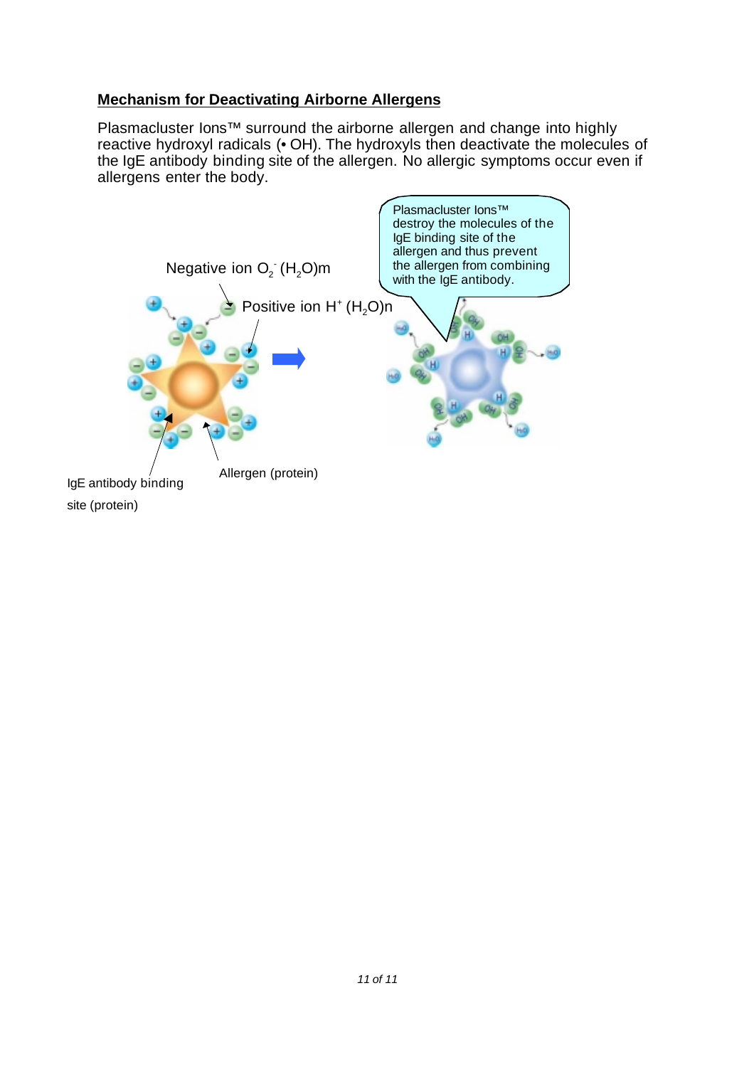## Mechanism for Deactivating Airborne Allergens

Plasmacluster Ions™ surround the airborne allergen and change into highly reactive hydroxyl radicals (• OH). The hydroxyls then deactivate the molecules of the IgE antibody binding site of the allergen. No allergic symptoms occur even if allergens enter the body.

Negative ion $O_2^-(H_2O)m$

Positive ion $H^+(H_2O)n$

Plasmacluster Ions™ destroy the molecules of the IgE binding site of the allergen and thus prevent the allergen from combining with the IgE antibody.

IgE antibody binding site (protein)

Allergen (protein)